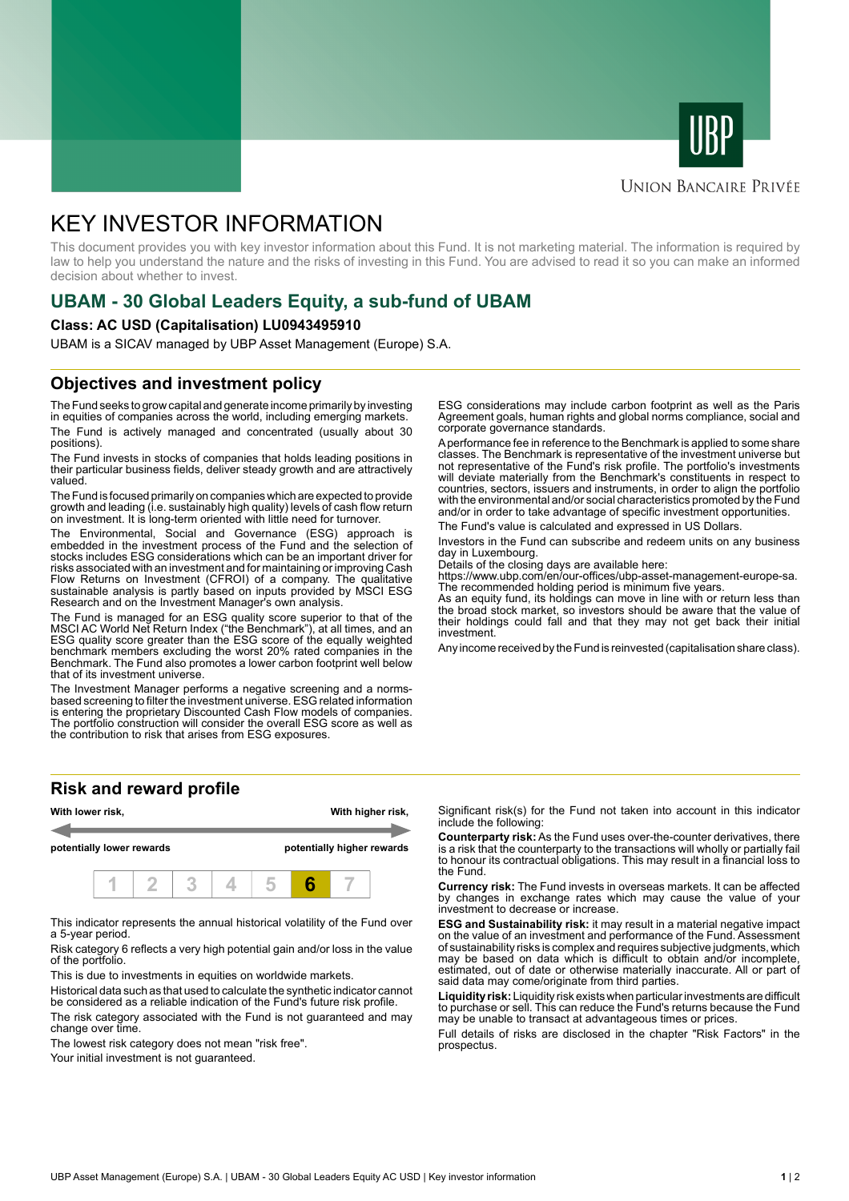Union Bancaire Privée

# KEY INVESTOR INFORMATION

This document provides you with key investor information about this Fund. It is not marketing material. The information is required by law to help you understand the nature and the risks of investing in this Fund. You are advised to read it so you can make an informed decision about whether to invest.

## UBAM - 30 Global Leaders Equity, a sub-fund of UBAM

**Class: AC USD (Capitalisation) LU0943495910**

UBAM is a SICAV managed by UBP Asset Management (Europe) S.A.

## Objectives and investment policy

The Fund seeks to grow capital and generate income primarily by investing in equities of companies across the world, including emerging markets.

The Fund is actively managed and concentrated (usually about 30 positions).

The Fund invests in stocks of companies that holds leading positions in their particular business fields, deliver steady growth and are attractively valued.

The Fund is focused primarily on companies which are expected to provide growth and leading (i.e. sustainably high quality) levels of cash flow return on investment. It is long-term oriented with little need for turnover.

The Environmental, Social and Governance (ESG) approach is embedded in the investment process of the Fund and the selection of stocks includes ESG considerations which can be an important driver for risks associated with an investment and for maintaining or improving Cash Flow Returns on Investment (CFROI) of a company. The qualitative sustainable analysis is partly based on inputs provided by MSCI ESG Research and on the Investment Manager's own analysis.

The Fund is managed for an ESG quality score superior to that of the MSCI AC World Net Return Index ("the Benchmark"), at all times, and an ESG quality score greater than the ESG score of the equally weighted benchmark members excluding the worst 20% rated companies in the Benchmark. The Fund also promotes a lower carbon footprint well below that of its investment universe.

The Investment Manager performs a negative screening and a norms-based screening to filter the investment universe. ESG related information is entering the proprietary Discounted Cash Flow models of companies. The portfolio construction will consider the overall ESG score as well as the contribution to risk that arises from ESG exposures.

ESG considerations may include carbon footprint as well as the Paris Agreement goals, human rights and global norms compliance, social and corporate governance standards.

A performance fee in reference to the Benchmark is applied to some share classes. The Benchmark is representative of the investment universe but not representative of the Fund's risk profile. The portfolio's investments will deviate materially from the Benchmark's constituents in respect to countries, sectors, issuers and instruments, in order to align the portfolio with the environmental and/or social characteristics promoted by the Fund and/or in order to take advantage of specific investment opportunities.

The Fund's value is calculated and expressed in US Dollars.

Investors in the Fund can subscribe and redeem units on any business day in Luxembourg.

Details of the closing days are available here:
https://www.ubp.com/en/our-offices/ubp-asset-management-europe-sa.
The recommended holding period is minimum five years.
As an equity fund, its holdings can move in line with or return less than the broad stock market, so investors should be aware that the value of their holdings could fall and that they may not get back their initial investment.

Any income received by the Fund is reinvested (capitalisation share class).

## Risk and reward profile

| **With lower risk,** | | | | | | **With higher risk,** |
|---|---|---|---|---|---|---|
| **potentially lower rewards** | | | | | | **potentially higher rewards** |
| 1 | 2 | 3 | 4 | 5 | **6** | 7 |

This indicator represents the annual historical volatility of the Fund over a 5-year period.

Risk category 6 reflects a very high potential gain and/or loss in the value of the portfolio.

This is due to investments in equities on worldwide markets.

Historical data such as that used to calculate the synthetic indicator cannot be considered as a reliable indication of the Fund's future risk profile.

The risk category associated with the Fund is not guaranteed and may change over time.

The lowest risk category does not mean "risk free".

Your initial investment is not guaranteed.

Significant risk(s) for the Fund not taken into account in this indicator include the following:

**Counterparty risk:** As the Fund uses over-the-counter derivatives, there is a risk that the counterparty to the transactions will wholly or partially fail to honour its contractual obligations. This may result in a financial loss to the Fund.

**Currency risk:** The Fund invests in overseas markets. It can be affected by changes in exchange rates which may cause the value of your investment to decrease or increase.

**ESG and Sustainability risk:** it may result in a material negative impact on the value of an investment and performance of the Fund. Assessment of sustainability risks is complex and requires subjective judgments, which may be based on data which is difficult to obtain and/or incomplete, estimated, out of date or otherwise materially inaccurate. All or part of said data may come/originate from third parties.

**Liquidity risk:** Liquidity risk exists when particular investments are difficult to purchase or sell. This can reduce the Fund's returns because the Fund may be unable to transact at advantageous times or prices.

Full details of risks are disclosed in the chapter "Risk Factors" in the prospectus.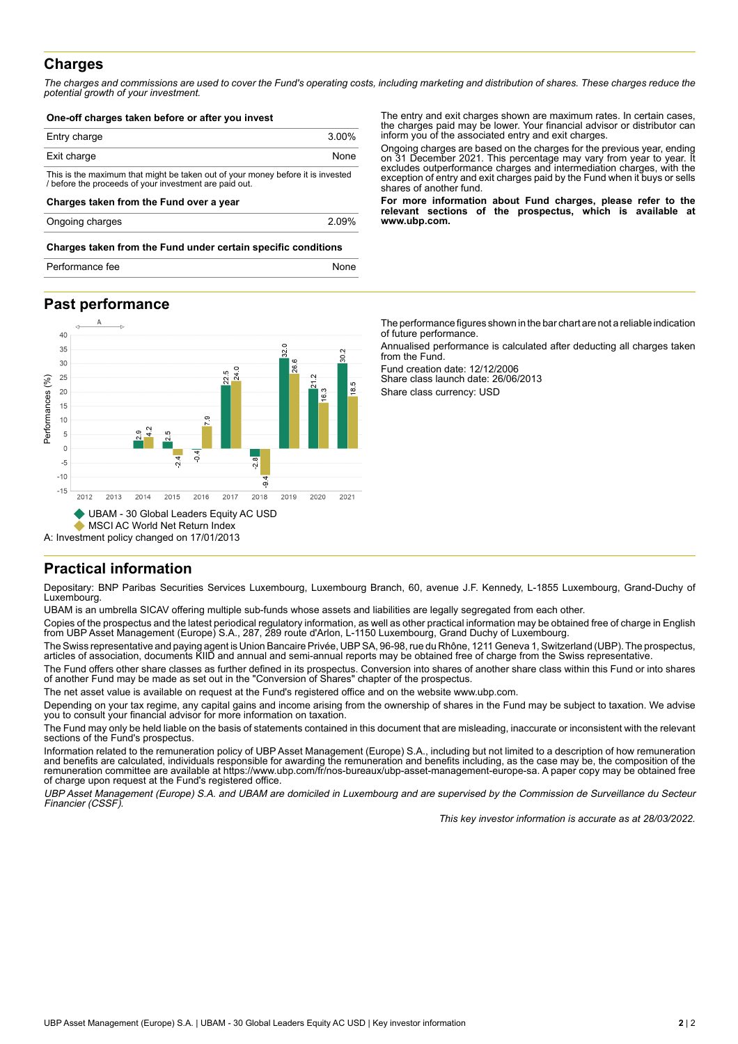## Charges

*The charges and commissions are used to cover the Fund's operating costs, including marketing and distribution of shares. These charges reduce the potential growth of your investment.*

| One-off charges taken before or after you invest | |
|---|---|
| Entry charge | 3.00% |
| Exit charge | None |

This is the maximum that might be taken out of your money before it is invested / before the proceeds of your investment are paid out.

| Charges taken from the Fund over a year | |
|---|---|
| Ongoing charges | 2.09% |

| Charges taken from the Fund under certain specific conditions | |
|---|---|
| Performance fee | None |

The entry and exit charges shown are maximum rates. In certain cases, the charges paid may be lower. Your financial advisor or distributor can inform you of the associated entry and exit charges.

Ongoing charges are based on the charges for the previous year, ending on 31 December 2021. This percentage may vary from year to year. It excludes outperformance charges and intermediation charges, with the exception of entry and exit charges paid by the Fund when it buys or sells shares of another fund.

**For more information about Fund charges, please refer to the relevant sections of the prospectus, which is available at www.ubp.com.**

## Past performance

A

Performances (%)

40
35
30
25
20
15
10
5
0
-5
-10
-15

2.9 4.2
2.5 -2.4
-0.4 7.9
22.5 24.0
-2.8 -9.4
32.0 26.6
21.2 16.3
30.2 18.5

2012 2013 2014 2015 2016 2017 2018 2019 2020 2021

UBAM - 30 Global Leaders Equity AC USD
MSCI AC World Net Return Index

A: Investment policy changed on 17/01/2013

The performance figures shown in the bar chart are not a reliable indication of future performance.

Annualised performance is calculated after deducting all charges taken from the Fund.

Fund creation date: 12/12/2006
Share class launch date: 26/06/2013
Share class currency: USD

## Practical information

Depositary: BNP Paribas Securities Services Luxembourg, Luxembourg Branch, 60, avenue J.F. Kennedy, L-1855 Luxembourg, Grand-Duchy of Luxembourg.

UBAM is an umbrella SICAV offering multiple sub-funds whose assets and liabilities are legally segregated from each other.

Copies of the prospectus and the latest periodical regulatory information, as well as other practical information may be obtained free of charge in English from UBP Asset Management (Europe) S.A., 287, 289 route d'Arlon, L-1150 Luxembourg, Grand Duchy of Luxembourg.

The Swiss representative and paying agent is Union Bancaire Privée, UBP SA, 96-98, rue du Rhône, 1211 Geneva 1, Switzerland (UBP). The prospectus, articles of association, documents KIID and annual and semi-annual reports may be obtained free of charge from the Swiss representative.

The Fund offers other share classes as further defined in its prospectus. Conversion into shares of another share class within this Fund or into shares of another Fund may be made as set out in the "Conversion of Shares" chapter of the prospectus.

The net asset value is available on request at the Fund's registered office and on the website www.ubp.com.

Depending on your tax regime, any capital gains and income arising from the ownership of shares in the Fund may be subject to taxation. We advise you to consult your financial advisor for more information on taxation.

The Fund may only be held liable on the basis of statements contained in this document that are misleading, inaccurate or inconsistent with the relevant sections of the Fund's prospectus.

Information related to the remuneration policy of UBP Asset Management (Europe) S.A., including but not limited to a description of how remuneration and benefits are calculated, individuals responsible for awarding the remuneration and benefits including, as the case may be, the composition of the remuneration committee are available at https://www.ubp.com/fr/nos-bureaux/ubp-asset-management-europe-sa. A paper copy may be obtained free of charge upon request at the Fund's registered office.

*UBP Asset Management (Europe) S.A. and UBAM are domiciled in Luxembourg and are supervised by the Commission de Surveillance du Secteur Financier (CSSF).*

*This key investor information is accurate as at 28/03/2022.*